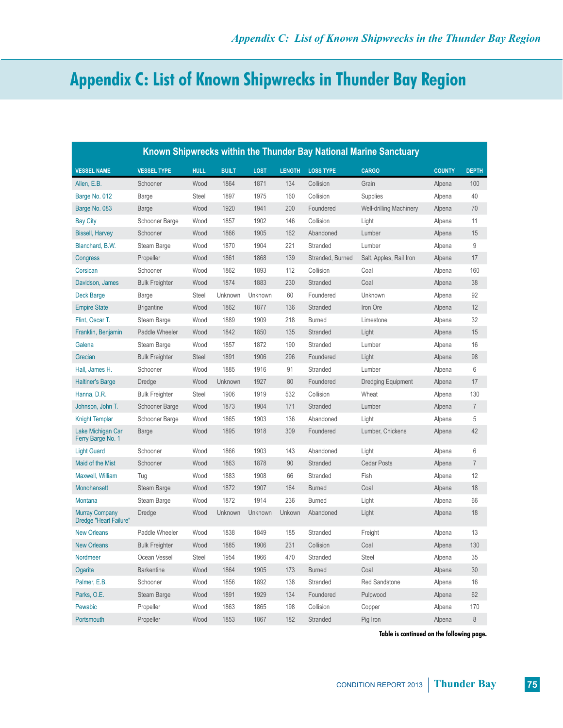# Appendix C: List of Known Shipwrecks in Thunder Bay Region

| Known Shipwrecks within the Thunder Bay National Marine Sanctuary | | | | | | | | | |
|---|---|---|---|---|---|---|---|---|---|
| **VESSEL NAME** | **VESSEL TYPE** | **HULL** | **BUILT** | **LOST** | **LENGTH** | **LOSS TYPE** | **CARGO** | **COUNTY** | **DEPTH** |
| Allen, E.B. | Schooner | Wood | 1864 | 1871 | 134 | Collision | Grain | Alpena | 100 |
| Barge No. 012 | Barge | Steel | 1897 | 1975 | 160 | Collision | Supplies | Alpena | 40 |
| Barge No. 083 | Barge | Wood | 1920 | 1941 | 200 | Foundered | Well-drilling Machinery | Alpena | 70 |
| Bay City | Schooner Barge | Wood | 1857 | 1902 | 146 | Collision | Light | Alpena | 11 |
| Bissell, Harvey | Schooner | Wood | 1866 | 1905 | 162 | Abandoned | Lumber | Alpena | 15 |
| Blanchard, B.W. | Steam Barge | Wood | 1870 | 1904 | 221 | Stranded | Lumber | Alpena | 9 |
| Congress | Propeller | Wood | 1861 | 1868 | 139 | Stranded, Burned | Salt, Apples, Rail Iron | Alpena | 17 |
| Corsican | Schooner | Wood | 1862 | 1893 | 112 | Collision | Coal | Alpena | 160 |
| Davidson, James | Bulk Freighter | Wood | 1874 | 1883 | 230 | Stranded | Coal | Alpena | 38 |
| Deck Barge | Barge | Steel | Unknown | Unknown | 60 | Foundered | Unknown | Alpena | 92 |
| Empire State | Brigantine | Wood | 1862 | 1877 | 136 | Stranded | Iron Ore | Alpena | 12 |
| Flint, Oscar T. | Steam Barge | Wood | 1889 | 1909 | 218 | Burned | Limestone | Alpena | 32 |
| Franklin, Benjamin | Paddle Wheeler | Wood | 1842 | 1850 | 135 | Stranded | Light | Alpena | 15 |
| Galena | Steam Barge | Wood | 1857 | 1872 | 190 | Stranded | Lumber | Alpena | 16 |
| Grecian | Bulk Freighter | Steel | 1891 | 1906 | 296 | Foundered | Light | Alpena | 98 |
| Hall, James H. | Schooner | Wood | 1885 | 1916 | 91 | Stranded | Lumber | Alpena | 6 |
| Haltiner's Barge | Dredge | Wood | Unknown | 1927 | 80 | Foundered | Dredging Equipment | Alpena | 17 |
| Hanna, D.R. | Bulk Freighter | Steel | 1906 | 1919 | 532 | Collision | Wheat | Alpena | 130 |
| Johnson, John T. | Schooner Barge | Wood | 1873 | 1904 | 171 | Stranded | Lumber | Alpena | 7 |
| Knight Templar | Schooner Barge | Wood | 1865 | 1903 | 136 | Abandoned | Light | Alpena | 5 |
| Lake Michigan Car Ferry Barge No. 1 | Barge | Wood | 1895 | 1918 | 309 | Foundered | Lumber, Chickens | Alpena | 42 |
| Light Guard | Schooner | Wood | 1866 | 1903 | 143 | Abandoned | Light | Alpena | 6 |
| Maid of the Mist | Schooner | Wood | 1863 | 1878 | 90 | Stranded | Cedar Posts | Alpena | 7 |
| Maxwell, William | Tug | Wood | 1883 | 1908 | 66 | Stranded | Fish | Alpena | 12 |
| Monohansett | Steam Barge | Wood | 1872 | 1907 | 164 | Burned | Coal | Alpena | 18 |
| Montana | Steam Barge | Wood | 1872 | 1914 | 236 | Burned | Light | Alpena | 66 |
| Murray Company Dredge "Heart Failure" | Dredge | Wood | Unknown | Unknown | Unkown | Abandoned | Light | Alpena | 18 |
| New Orleans | Paddle Wheeler | Wood | 1838 | 1849 | 185 | Stranded | Freight | Alpena | 13 |
| New Orleans | Bulk Freighter | Wood | 1885 | 1906 | 231 | Collision | Coal | Alpena | 130 |
| Nordmeer | Ocean Vessel | Steel | 1954 | 1966 | 470 | Stranded | Steel | Alpena | 35 |
| Ogarita | Barkentine | Wood | 1864 | 1905 | 173 | Burned | Coal | Alpena | 30 |
| Palmer, E.B. | Schooner | Wood | 1856 | 1892 | 138 | Stranded | Red Sandstone | Alpena | 16 |
| Parks, O.E. | Steam Barge | Wood | 1891 | 1929 | 134 | Foundered | Pulpwood | Alpena | 62 |
| Pewabic | Propeller | Wood | 1863 | 1865 | 198 | Collision | Copper | Alpena | 170 |
| Portsmouth | Propeller | Wood | 1853 | 1867 | 182 | Stranded | Pig Iron | Alpena | 8 |

**Table is continued on the following page.**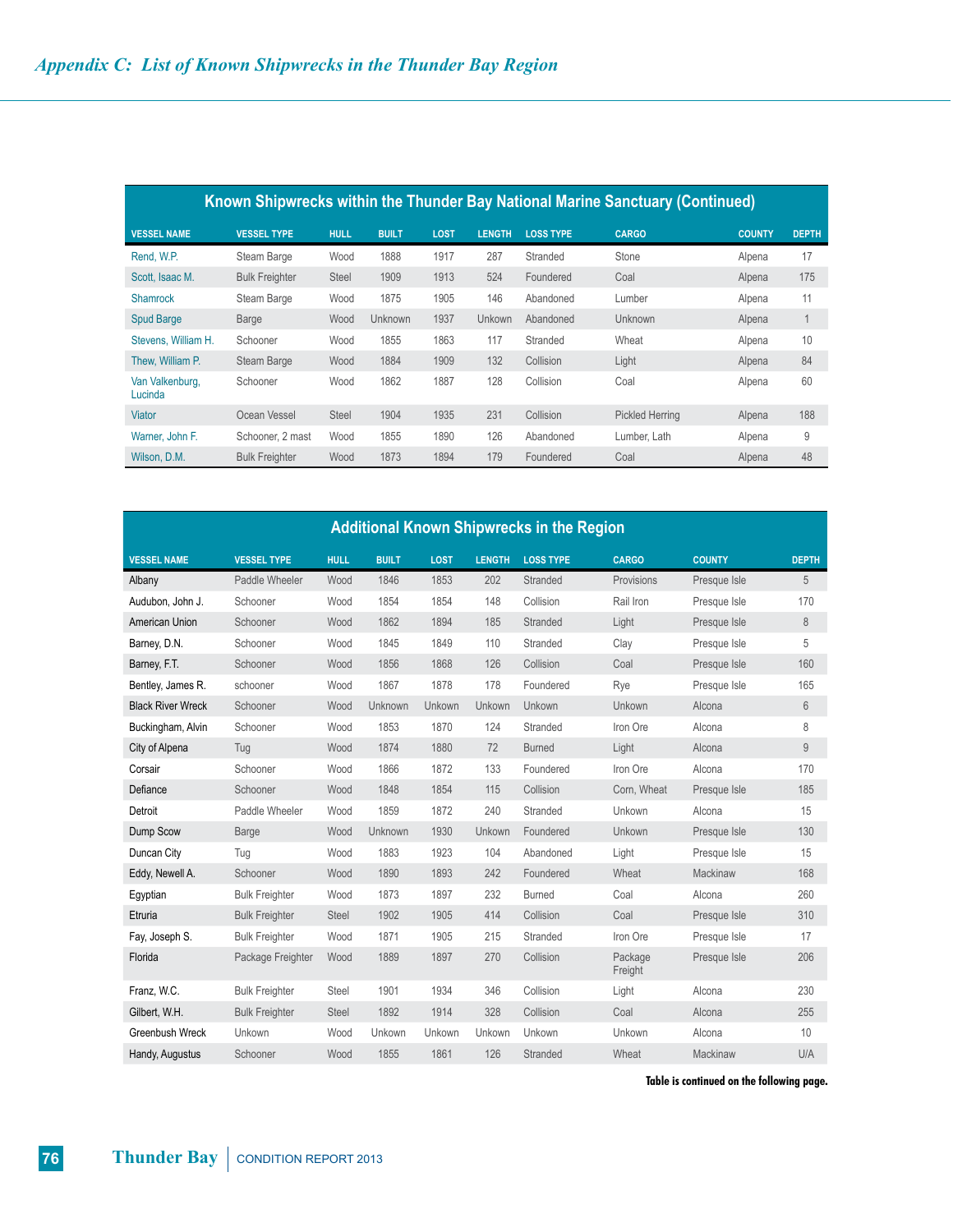## Appendix C: List of Known Shipwrecks in the Thunder Bay Region

| Known Shipwrecks within the Thunder Bay National Marine Sanctuary (Continued) | | | | | | | | | |
|---|---|---|---|---|---|---|---|---|---|
| VESSEL NAME | VESSEL TYPE | HULL | BUILT | LOST | LENGTH | LOSS TYPE | CARGO | COUNTY | DEPTH |
| Rend, W.P. | Steam Barge | Wood | 1888 | 1917 | 287 | Stranded | Stone | Alpena | 17 |
| Scott, Isaac M. | Bulk Freighter | Steel | 1909 | 1913 | 524 | Foundered | Coal | Alpena | 175 |
| Shamrock | Steam Barge | Wood | 1875 | 1905 | 146 | Abandoned | Lumber | Alpena | 11 |
| Spud Barge | Barge | Wood | Unknown | 1937 | Unkown | Abandoned | Unknown | Alpena | 1 |
| Stevens, William H. | Schooner | Wood | 1855 | 1863 | 117 | Stranded | Wheat | Alpena | 10 |
| Thew, William P. | Steam Barge | Wood | 1884 | 1909 | 132 | Collision | Light | Alpena | 84 |
| Van Valkenburg, Lucinda | Schooner | Wood | 1862 | 1887 | 128 | Collision | Coal | Alpena | 60 |
| Viator | Ocean Vessel | Steel | 1904 | 1935 | 231 | Collision | Pickled Herring | Alpena | 188 |
| Warner, John F. | Schooner, 2 mast | Wood | 1855 | 1890 | 126 | Abandoned | Lumber, Lath | Alpena | 9 |
| Wilson, D.M. | Bulk Freighter | Wood | 1873 | 1894 | 179 | Foundered | Coal | Alpena | 48 |

| Additional Known Shipwrecks in the Region | | | | | | | | | |
|---|---|---|---|---|---|---|---|---|---|
| VESSEL NAME | VESSEL TYPE | HULL | BUILT | LOST | LENGTH | LOSS TYPE | CARGO | COUNTY | DEPTH |
| Albany | Paddle Wheeler | Wood | 1846 | 1853 | 202 | Stranded | Provisions | Presque Isle | 5 |
| Audubon, John J. | Schooner | Wood | 1854 | 1854 | 148 | Collision | Rail Iron | Presque Isle | 170 |
| American Union | Schooner | Wood | 1862 | 1894 | 185 | Stranded | Light | Presque Isle | 8 |
| Barney, D.N. | Schooner | Wood | 1845 | 1849 | 110 | Stranded | Clay | Presque Isle | 5 |
| Barney, F.T. | Schooner | Wood | 1856 | 1868 | 126 | Collision | Coal | Presque Isle | 160 |
| Bentley, James R. | schooner | Wood | 1867 | 1878 | 178 | Foundered | Rye | Presque Isle | 165 |
| Black River Wreck | Schooner | Wood | Unknown | Unkown | Unkown | Unkown | Unkown | Alcona | 6 |
| Buckingham, Alvin | Schooner | Wood | 1853 | 1870 | 124 | Stranded | Iron Ore | Alcona | 8 |
| City of Alpena | Tug | Wood | 1874 | 1880 | 72 | Burned | Light | Alcona | 9 |
| Corsair | Schooner | Wood | 1866 | 1872 | 133 | Foundered | Iron Ore | Alcona | 170 |
| Defiance | Schooner | Wood | 1848 | 1854 | 115 | Collision | Corn, Wheat | Presque Isle | 185 |
| Detroit | Paddle Wheeler | Wood | 1859 | 1872 | 240 | Stranded | Unkown | Alcona | 15 |
| Dump Scow | Barge | Wood | Unknown | 1930 | Unkown | Foundered | Unkown | Presque Isle | 130 |
| Duncan City | Tug | Wood | 1883 | 1923 | 104 | Abandoned | Light | Presque Isle | 15 |
| Eddy, Newell A. | Schooner | Wood | 1890 | 1893 | 242 | Foundered | Wheat | Mackinaw | 168 |
| Egyptian | Bulk Freighter | Wood | 1873 | 1897 | 232 | Burned | Coal | Alcona | 260 |
| Etruria | Bulk Freighter | Steel | 1902 | 1905 | 414 | Collision | Coal | Presque Isle | 310 |
| Fay, Joseph S. | Bulk Freighter | Wood | 1871 | 1905 | 215 | Stranded | Iron Ore | Presque Isle | 17 |
| Florida | Package Freighter | Wood | 1889 | 1897 | 270 | Collision | Package Freight | Presque Isle | 206 |
| Franz, W.C. | Bulk Freighter | Steel | 1901 | 1934 | 346 | Collision | Light | Alcona | 230 |
| Gilbert, W.H. | Bulk Freighter | Steel | 1892 | 1914 | 328 | Collision | Coal | Alcona | 255 |
| Greenbush Wreck | Unkown | Wood | Unkown | Unkown | Unkown | Unkown | Unkown | Alcona | 10 |
| Handy, Augustus | Schooner | Wood | 1855 | 1861 | 126 | Stranded | Wheat | Mackinaw | U/A |

**Table is continued on the following page.**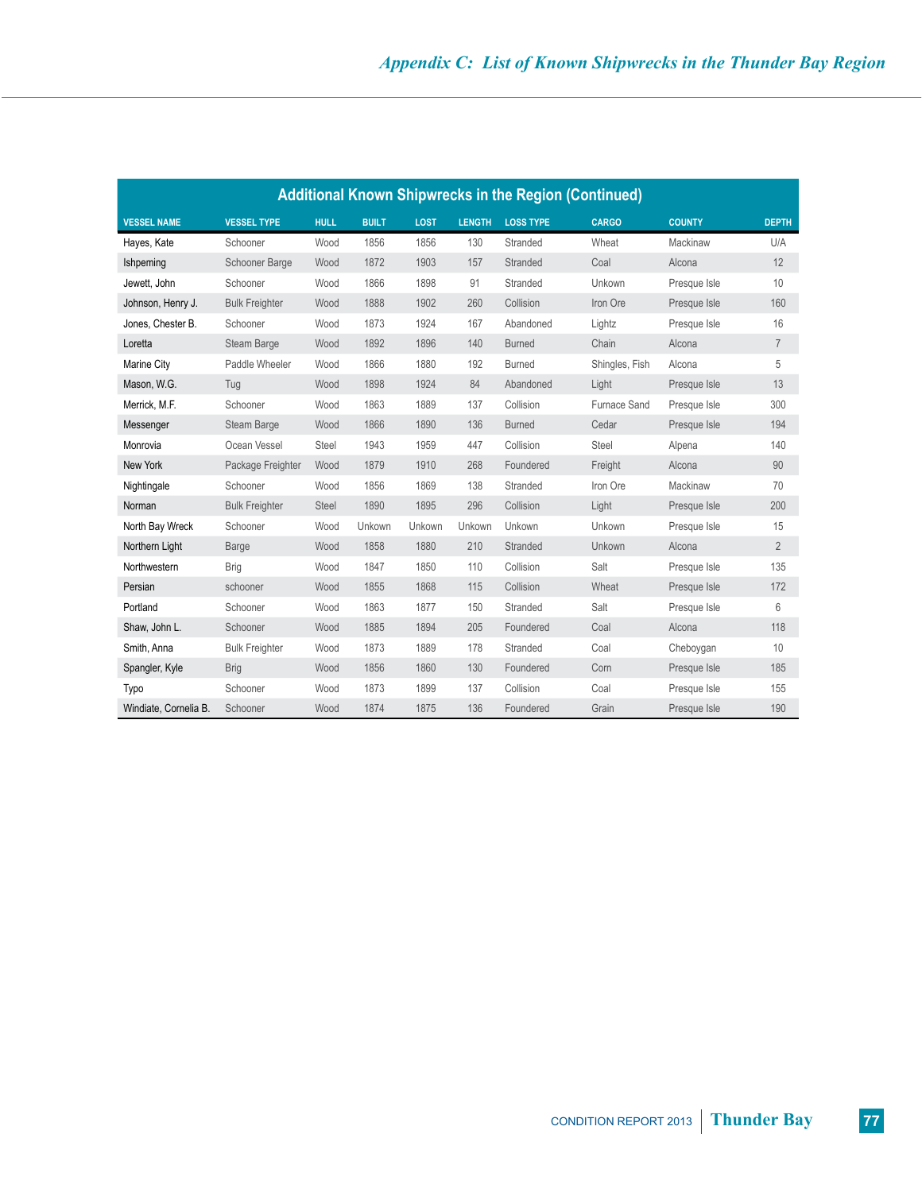# Appendix C: List of Known Shipwrecks in the Thunder Bay Region

## Additional Known Shipwrecks in the Region (Continued)

| VESSEL NAME | VESSEL TYPE | HULL | BUILT | LOST | LENGTH | LOSS TYPE | CARGO | COUNTY | DEPTH |
|---|---|---|---|---|---|---|---|---|---|
| Hayes, Kate | Schooner | Wood | 1856 | 1856 | 130 | Stranded | Wheat | Mackinaw | U/A |
| Ishpeming | Schooner Barge | Wood | 1872 | 1903 | 157 | Stranded | Coal | Alcona | 12 |
| Jewett, John | Schooner | Wood | 1866 | 1898 | 91 | Stranded | Unkown | Presque Isle | 10 |
| Johnson, Henry J. | Bulk Freighter | Wood | 1888 | 1902 | 260 | Collision | Iron Ore | Presque Isle | 160 |
| Jones, Chester B. | Schooner | Wood | 1873 | 1924 | 167 | Abandoned | Lightz | Presque Isle | 16 |
| Loretta | Steam Barge | Wood | 1892 | 1896 | 140 | Burned | Chain | Alcona | 7 |
| Marine City | Paddle Wheeler | Wood | 1866 | 1880 | 192 | Burned | Shingles, Fish | Alcona | 5 |
| Mason, W.G. | Tug | Wood | 1898 | 1924 | 84 | Abandoned | Light | Presque Isle | 13 |
| Merrick, M.F. | Schooner | Wood | 1863 | 1889 | 137 | Collision | Furnace Sand | Presque Isle | 300 |
| Messenger | Steam Barge | Wood | 1866 | 1890 | 136 | Burned | Cedar | Presque Isle | 194 |
| Monrovia | Ocean Vessel | Steel | 1943 | 1959 | 447 | Collision | Steel | Alpena | 140 |
| New York | Package Freighter | Wood | 1879 | 1910 | 268 | Foundered | Freight | Alcona | 90 |
| Nightingale | Schooner | Wood | 1856 | 1869 | 138 | Stranded | Iron Ore | Mackinaw | 70 |
| Norman | Bulk Freighter | Steel | 1890 | 1895 | 296 | Collision | Light | Presque Isle | 200 |
| North Bay Wreck | Schooner | Wood | Unkown | Unkown | Unkown | Unkown | Unkown | Presque Isle | 15 |
| Northern Light | Barge | Wood | 1858 | 1880 | 210 | Stranded | Unkown | Alcona | 2 |
| Northwestern | Brig | Wood | 1847 | 1850 | 110 | Collision | Salt | Presque Isle | 135 |
| Persian | schooner | Wood | 1855 | 1868 | 115 | Collision | Wheat | Presque Isle | 172 |
| Portland | Schooner | Wood | 1863 | 1877 | 150 | Stranded | Salt | Presque Isle | 6 |
| Shaw, John L. | Schooner | Wood | 1885 | 1894 | 205 | Foundered | Coal | Alcona | 118 |
| Smith, Anna | Bulk Freighter | Wood | 1873 | 1889 | 178 | Stranded | Coal | Cheboygan | 10 |
| Spangler, Kyle | Brig | Wood | 1856 | 1860 | 130 | Foundered | Corn | Presque Isle | 185 |
| Typo | Schooner | Wood | 1873 | 1899 | 137 | Collision | Coal | Presque Isle | 155 |
| Windiate, Cornelia B. | Schooner | Wood | 1874 | 1875 | 136 | Foundered | Grain | Presque Isle | 190 |